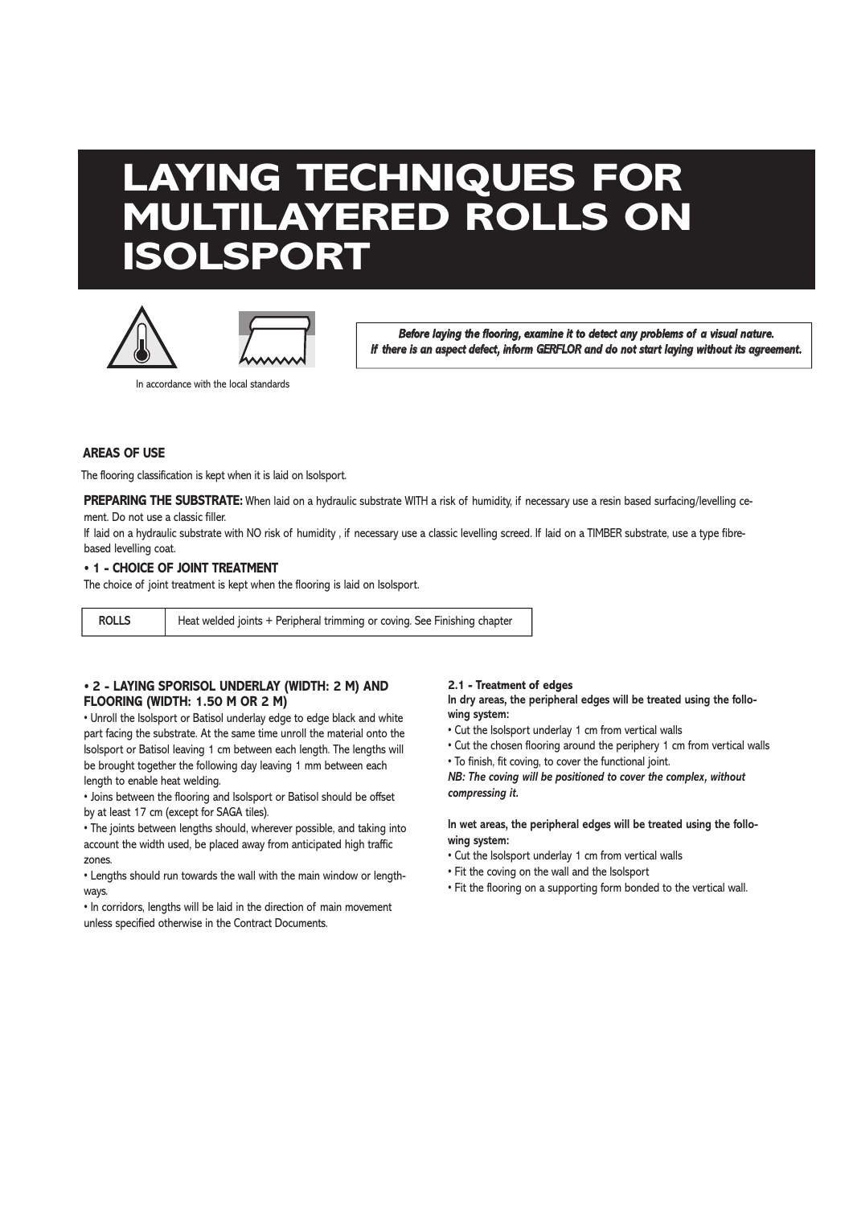# LAYING TECHNIQUES FOR MULTILAYERED ROLLS ON ISOLSPORT

In accordance with the local standards

***Before laying the flooring, examine it to detect any problems of a visual nature.***
***If there is an aspect defect, inform GERFLOR and do not start laying without its agreement.***

### AREAS OF USE

The flooring classification is kept when it is laid on Isolsport.

**PREPARING THE SUBSTRATE:** When laid on a hydraulic substrate WITH a risk of humidity, if necessary use a resin based surfacing/levelling cement. Do not use a classic filler.

If laid on a hydraulic substrate with NO risk of humidity , if necessary use a classic levelling screed. If laid on a TIMBER substrate, use a type fibre-based levelling coat.

### • 1 - CHOICE OF JOINT TREATMENT

The choice of joint treatment is kept when the flooring is laid on Isolsport.

| ROLLS | Heat welded joints + Peripheral trimming or coving. See Finishing chapter |
|---|---|

### • 2 - LAYING SPORISOL UNDERLAY (WIDTH: 2 M) AND FLOORING (WIDTH: 1.50 M OR 2 M)

• Unroll the Isolsport or Batisol underlay edge to edge black and white part facing the substrate. At the same time unroll the material onto the Isolsport or Batisol leaving 1 cm between each length. The lengths will be brought together the following day leaving 1 mm between each length to enable heat welding.

• Joins between the flooring and Isolsport or Batisol should be offset by at least 17 cm (except for SAGA tiles).

• The joints between lengths should, wherever possible, and taking into account the width used, be placed away from anticipated high traffic zones.

• Lengths should run towards the wall with the main window or lengthways.

• In corridors, lengths will be laid in the direction of main movement unless specified otherwise in the Contract Documents.

#### 2.1 - Treatment of edges

**In dry areas, the peripheral edges will be treated using the following system:**

• Cut the Isolsport underlay 1 cm from vertical walls

• Cut the chosen flooring around the periphery 1 cm from vertical walls

• To finish, fit coving, to cover the functional joint.

***NB: The coving will be positioned to cover the complex, without compressing it.***

**In wet areas, the peripheral edges will be treated using the following system:**

• Cut the Isolsport underlay 1 cm from vertical walls

• Fit the coving on the wall and the Isolsport

• Fit the flooring on a supporting form bonded to the vertical wall.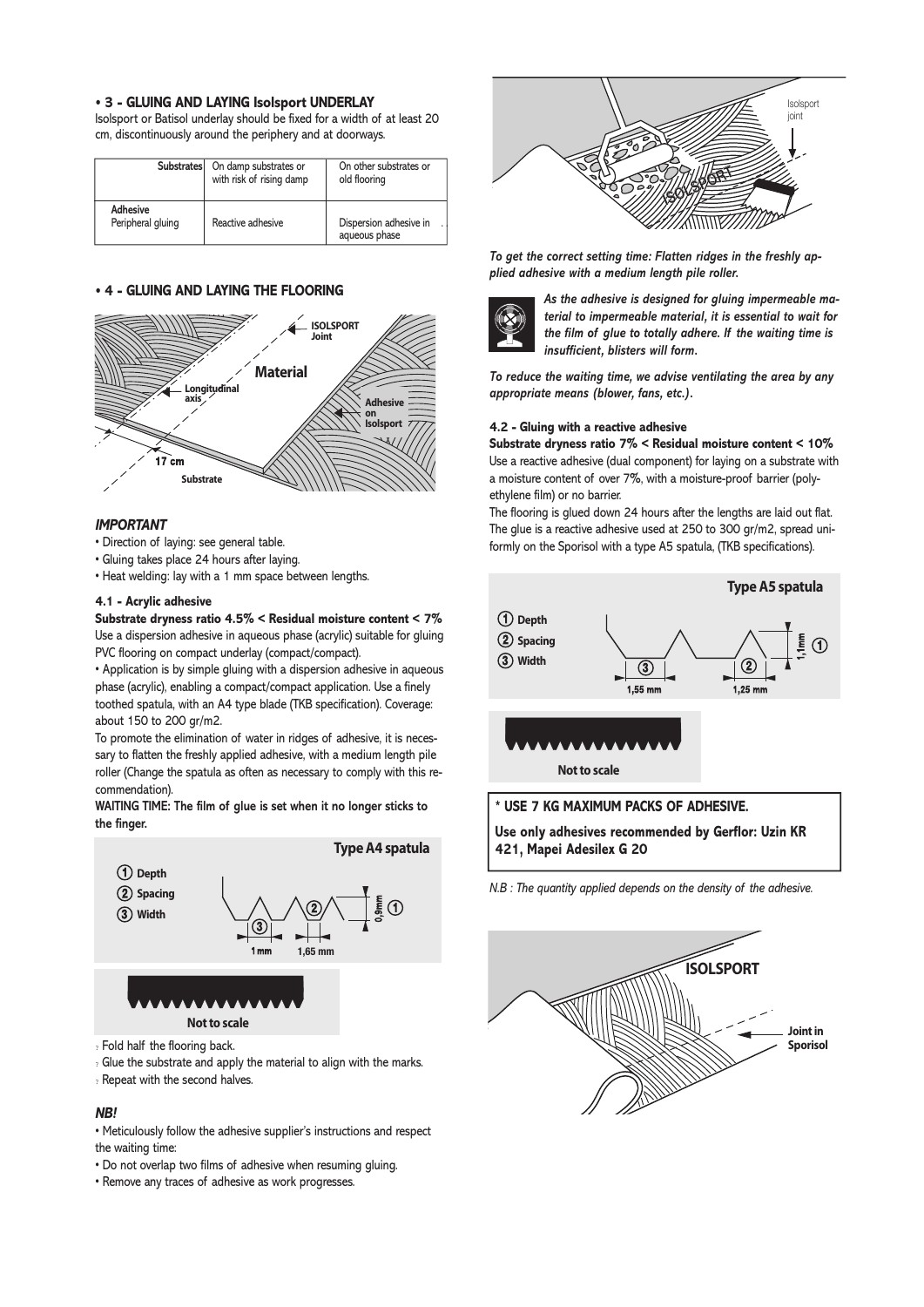## • 3 - GLUING AND LAYING Isolsport UNDERLAY

Isolsport or Batisol underlay should be fixed for a width of at least 20 cm, discontinuously around the periphery and at doorways.

| Substrates | On damp substrates or with risk of rising damp | On other substrates or old flooring |
|---|---|---|
| Adhesive<br>Peripheral gluing | Reactive adhesive | Dispersion adhesive in aqueous phase |

## • 4 - GLUING AND LAYING THE FLOORING

### *IMPORTANT*

- Direction of laying: see general table.
- Gluing takes place 24 hours after laying.
- Heat welding: lay with a 1 mm space between lengths.

#### 4.1 - Acrylic adhesive

**Substrate dryness ratio 4.5% < Residual moisture content < 7%**

Use a dispersion adhesive in aqueous phase (acrylic) suitable for gluing PVC flooring on compact underlay (compact/compact).

- Application is by simple gluing with a dispersion adhesive in aqueous phase (acrylic), enabling a compact/compact application. Use a finely toothed spatula, with an A4 type blade (TKB specification). Coverage: about 150 to 200 gr/m2.

To promote the elimination of water in ridges of adhesive, it is necessary to flatten the freshly applied adhesive, with a medium length pile roller (Change the spatula as often as necessary to comply with this recommendation).

**WAITING TIME: The film of glue is set when it no longer sticks to the finger.**

- Fold half the flooring back.
- Glue the substrate and apply the material to align with the marks.
- Repeat with the second halves.

### *NB!*

- Meticulously follow the adhesive supplier's instructions and respect the waiting time:
- Do not overlap two films of adhesive when resuming gluing.
- Remove any traces of adhesive as work progresses.

***To get the correct setting time: Flatten ridges in the freshly applied adhesive with a medium length pile roller.***

***As the adhesive is designed for gluing impermeable material to impermeable material, it is essential to wait for the film of glue to totally adhere. If the waiting time is insufficient, blisters will form.***

***To reduce the waiting time, we advise ventilating the area by any appropriate means (blower, fans, etc.).***

#### 4.2 - Gluing with a reactive adhesive

**Substrate dryness ratio 7% < Residual moisture content < 10%**

Use a reactive adhesive (dual component) for laying on a substrate with a moisture content of over 7%, with a moisture-proof barrier (polyethylene film) or no barrier.

The flooring is glued down 24 hours after the lengths are laid out flat. The glue is a reactive adhesive used at 250 to 300 gr/m2, spread uniformly on the Sporisol with a type A5 spatula, (TKB specifications).

**\* USE 7 KG MAXIMUM PACKS OF ADHESIVE.**

**Use only adhesives recommended by Gerflor: Uzin KR 421, Mapei Adesilex G 20**

*N.B : The quantity applied depends on the density of the adhesive.*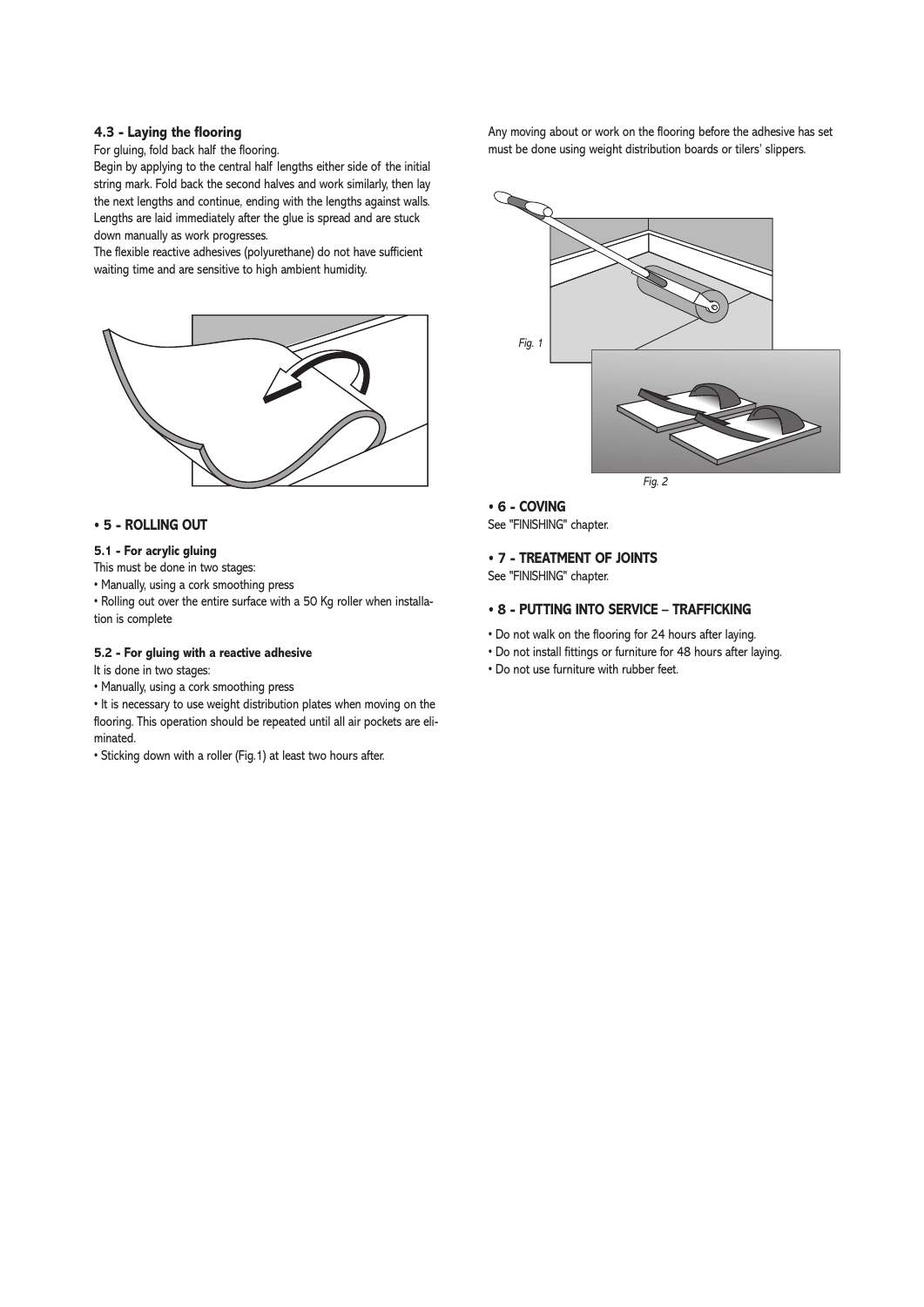### 4.3 - Laying the flooring

For gluing, fold back half the flooring.

Begin by applying to the central half lengths either side of the initial string mark. Fold back the second halves and work similarly, then lay the next lengths and continue, ending with the lengths against walls. Lengths are laid immediately after the glue is spread and are stuck down manually as work progresses.

The flexible reactive adhesives (polyurethane) do not have sufficient waiting time and are sensitive to high ambient humidity.

## • 5 - ROLLING OUT

### 5.1 - For acrylic gluing

This must be done in two stages:

• Manually, using a cork smoothing press

• Rolling out over the entire surface with a 50 Kg roller when installation is complete

### 5.2 - For gluing with a reactive adhesive

It is done in two stages:

• Manually, using a cork smoothing press

• It is necessary to use weight distribution plates when moving on the flooring. This operation should be repeated until all air pockets are eliminated.

• Sticking down with a roller (Fig.1) at least two hours after.

Any moving about or work on the flooring before the adhesive has set must be done using weight distribution boards or tilers' slippers.

Fig. 1

Fig. 2

## • 6 - COVING

See "FINISHING" chapter.

## • 7 - TREATMENT OF JOINTS

See "FINISHING" chapter.

## • 8 - PUTTING INTO SERVICE – TRAFFICKING

• Do not walk on the flooring for 24 hours after laying.

• Do not install fittings or furniture for 48 hours after laying.

• Do not use furniture with rubber feet.